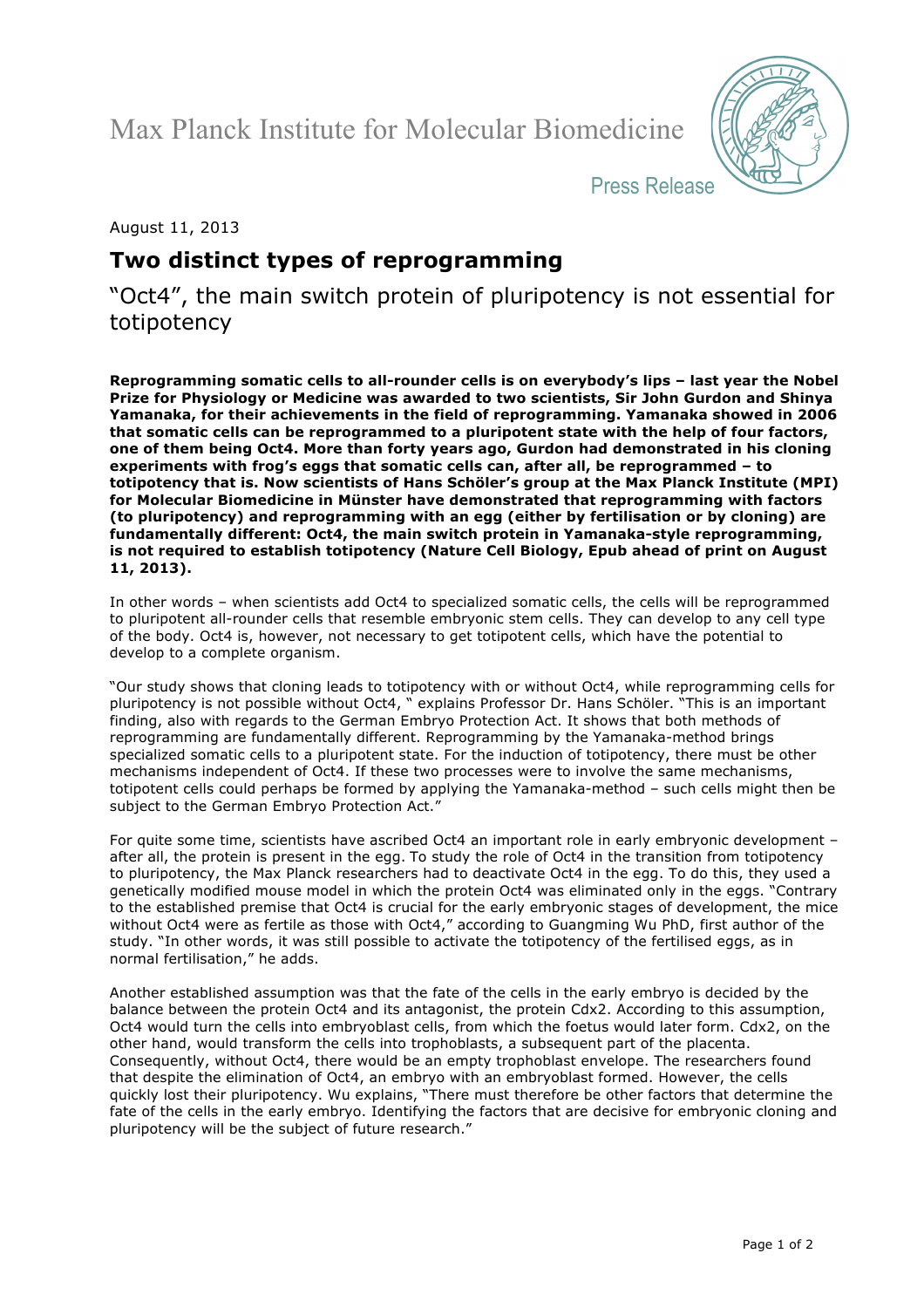Max Planck Institute for Molecular Biomedicine

Press Release

August 11, 2013

# Two distinct types of reprogramming

## "Oct4", the main switch protein of pluripotency is not essential for totipotency

**Reprogramming somatic cells to all-rounder cells is on everybody's lips – last year the Nobel Prize for Physiology or Medicine was awarded to two scientists, Sir John Gurdon and Shinya Yamanaka, for their achievements in the field of reprogramming. Yamanaka showed in 2006 that somatic cells can be reprogrammed to a pluripotent state with the help of four factors, one of them being Oct4. More than forty years ago, Gurdon had demonstrated in his cloning experiments with frog's eggs that somatic cells can, after all, be reprogrammed – to totipotency that is. Now scientists of Hans Schöler's group at the Max Planck Institute (MPI) for Molecular Biomedicine in Münster have demonstrated that reprogramming with factors (to pluripotency) and reprogramming with an egg (either by fertilisation or by cloning) are fundamentally different: Oct4, the main switch protein in Yamanaka-style reprogramming, is not required to establish totipotency (Nature Cell Biology, Epub ahead of print on August 11, 2013).**

In other words – when scientists add Oct4 to specialized somatic cells, the cells will be reprogrammed to pluripotent all-rounder cells that resemble embryonic stem cells. They can develop to any cell type of the body. Oct4 is, however, not necessary to get totipotent cells, which have the potential to develop to a complete organism.

"Our study shows that cloning leads to totipotency with or without Oct4, while reprogramming cells for pluripotency is not possible without Oct4, " explains Professor Dr. Hans Schöler. "This is an important finding, also with regards to the German Embryo Protection Act. It shows that both methods of reprogramming are fundamentally different. Reprogramming by the Yamanaka-method brings specialized somatic cells to a pluripotent state. For the induction of totipotency, there must be other mechanisms independent of Oct4. If these two processes were to involve the same mechanisms, totipotent cells could perhaps be formed by applying the Yamanaka-method – such cells might then be subject to the German Embryo Protection Act."

For quite some time, scientists have ascribed Oct4 an important role in early embryonic development – after all, the protein is present in the egg. To study the role of Oct4 in the transition from totipotency to pluripotency, the Max Planck researchers had to deactivate Oct4 in the egg. To do this, they used a genetically modified mouse model in which the protein Oct4 was eliminated only in the eggs. "Contrary to the established premise that Oct4 is crucial for the early embryonic stages of development, the mice without Oct4 were as fertile as those with Oct4," according to Guangming Wu PhD, first author of the study. "In other words, it was still possible to activate the totipotency of the fertilised eggs, as in normal fertilisation," he adds.

Another established assumption was that the fate of the cells in the early embryo is decided by the balance between the protein Oct4 and its antagonist, the protein Cdx2. According to this assumption, Oct4 would turn the cells into embryoblast cells, from which the foetus would later form. Cdx2, on the other hand, would transform the cells into trophoblasts, a subsequent part of the placenta. Consequently, without Oct4, there would be an empty trophoblast envelope. The researchers found that despite the elimination of Oct4, an embryo with an embryoblast formed. However, the cells quickly lost their pluripotency. Wu explains, "There must therefore be other factors that determine the fate of the cells in the early embryo. Identifying the factors that are decisive for embryonic cloning and pluripotency will be the subject of future research."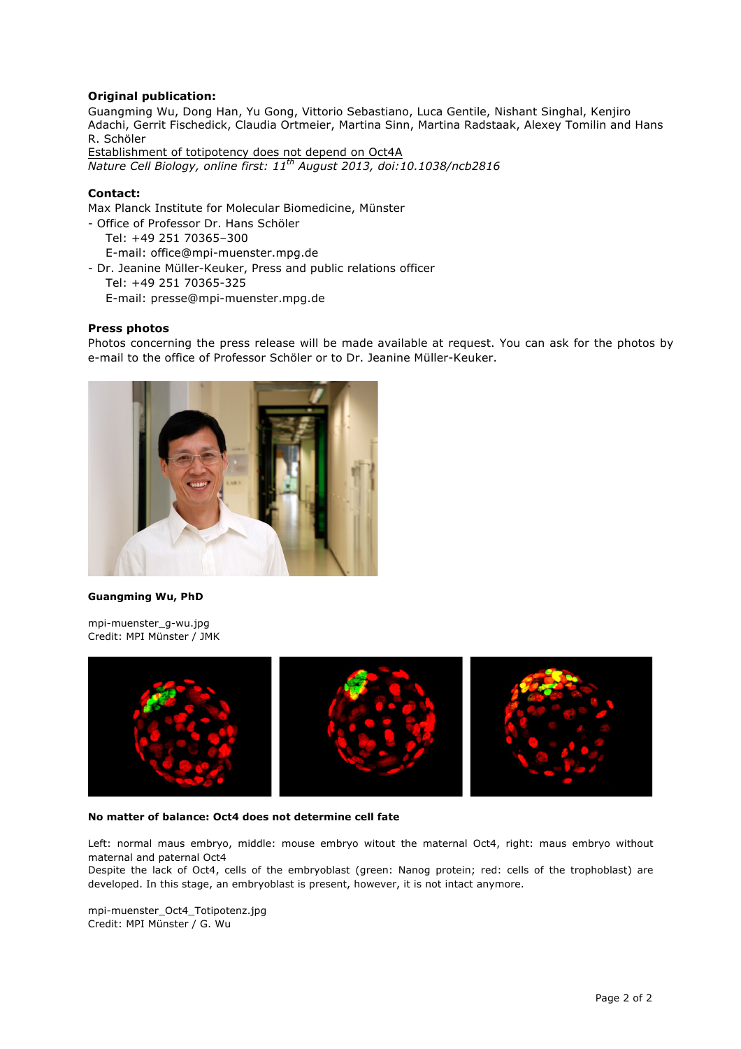**Original publication:**

Guangming Wu, Dong Han, Yu Gong, Vittorio Sebastiano, Luca Gentile, Nishant Singhal, Kenjiro Adachi, Gerrit Fischedick, Claudia Ortmeier, Martina Sinn, Martina Radstaak, Alexey Tomilin and Hans R. Schöler

Establishment of totipotency does not depend on Oct4A

*Nature Cell Biology, online first: 11th August 2013, doi:10.1038/ncb2816*

**Contact:**

Max Planck Institute for Molecular Biomedicine, Münster

- Office of Professor Dr. Hans Schöler
  Tel: +49 251 70365–300
  E-mail: office@mpi-muenster.mpg.de
- Dr. Jeanine Müller-Keuker, Press and public relations officer
  Tel: +49 251 70365-325
  E-mail: presse@mpi-muenster.mpg.de

**Press photos**

Photos concerning the press release will be made available at request. You can ask for the photos by e-mail to the office of Professor Schöler or to Dr. Jeanine Müller-Keuker.

**Guangming Wu, PhD**

mpi-muenster_g-wu.jpg
Credit: MPI Münster / JMK

**No matter of balance: Oct4 does not determine cell fate**

Left: normal maus embryo, middle: mouse embryo witout the maternal Oct4, right: maus embryo without maternal and paternal Oct4
Despite the lack of Oct4, cells of the embryoblast (green: Nanog protein; red: cells of the trophoblast) are developed. In this stage, an embryoblast is present, however, it is not intact anymore.

mpi-muenster_Oct4_Totipotenz.jpg
Credit: MPI Münster / G. Wu